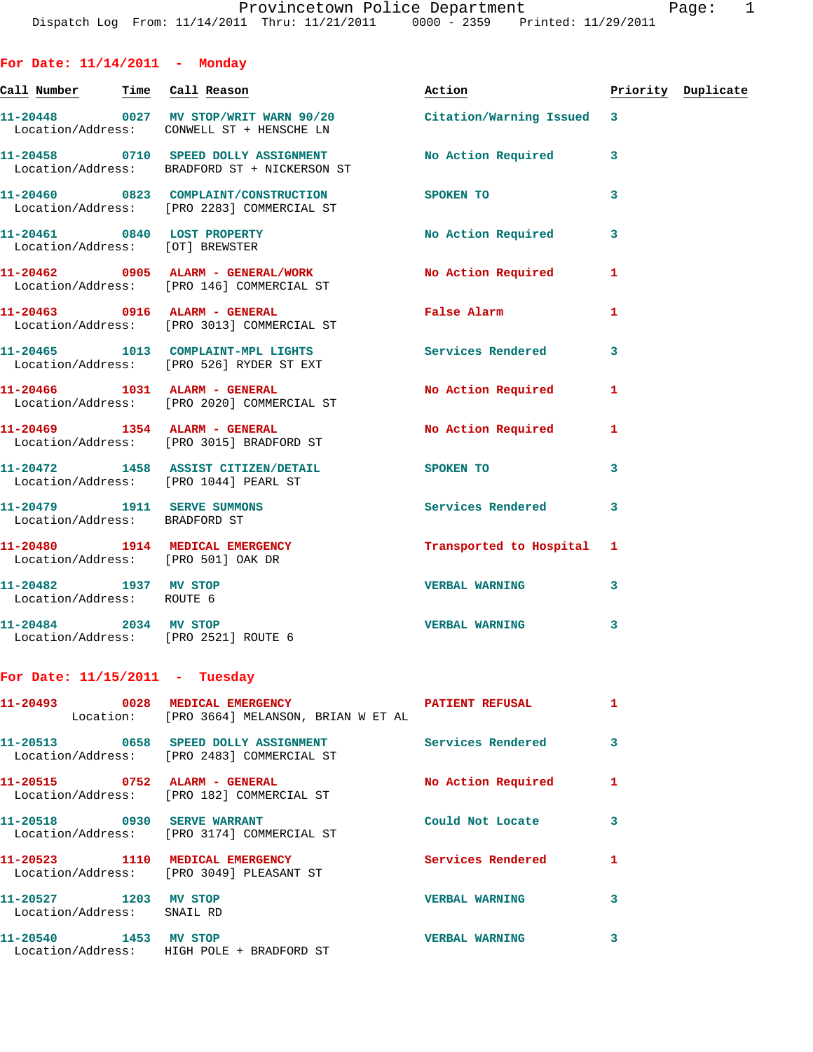# Provincetown Police Department

Dispatch Log From: 11/14/2011 Thru: 11/21/2011 0000 - 2359 Printed: 11/29/2011

## For Date: 11/14/2011 - Monday

| Call Number | Time | Call Reason | Action | Priority | Duplicate |
|---|---|---|---|---|---|
| 11-20448 | 0027 | MV STOP/WRIT WARN 90/20 | Citation/Warning Issued | 3 | |
| Location/Address: | | CONWELL ST + HENSCHE LN | | | |
| 11-20458 | 0710 | SPEED DOLLY ASSIGNMENT | No Action Required | 3 | |
| Location/Address: | | BRADFORD ST + NICKERSON ST | | | |
| 11-20460 | 0823 | COMPLAINT/CONSTRUCTION | SPOKEN TO | 3 | |
| Location/Address: | | [PRO 2283] COMMERCIAL ST | | | |
| 11-20461 | 0840 | LOST PROPERTY | No Action Required | 3 | |
| Location/Address: | | [OT] BREWSTER | | | |
| 11-20462 | 0905 | ALARM - GENERAL/WORK | No Action Required | 1 | |
| Location/Address: | | [PRO 146] COMMERCIAL ST | | | |
| 11-20463 | 0916 | ALARM - GENERAL | False Alarm | 1 | |
| Location/Address: | | [PRO 3013] COMMERCIAL ST | | | |
| 11-20465 | 1013 | COMPLAINT-MPL LIGHTS | Services Rendered | 3 | |
| Location/Address: | | [PRO 526] RYDER ST EXT | | | |
| 11-20466 | 1031 | ALARM - GENERAL | No Action Required | 1 | |
| Location/Address: | | [PRO 2020] COMMERCIAL ST | | | |
| 11-20469 | 1354 | ALARM - GENERAL | No Action Required | 1 | |
| Location/Address: | | [PRO 3015] BRADFORD ST | | | |
| 11-20472 | 1458 | ASSIST CITIZEN/DETAIL | SPOKEN TO | 3 | |
| Location/Address: | | [PRO 1044] PEARL ST | | | |
| 11-20479 | 1911 | SERVE SUMMONS | Services Rendered | 3 | |
| Location/Address: | | BRADFORD ST | | | |
| 11-20480 | 1914 | MEDICAL EMERGENCY | Transported to Hospital | 1 | |
| Location/Address: | | [PRO 501] OAK DR | | | |
| 11-20482 | 1937 | MV STOP | VERBAL WARNING | 3 | |
| Location/Address: | | ROUTE 6 | | | |
| 11-20484 | 2034 | MV STOP | VERBAL WARNING | 3 | |
| Location/Address: | | [PRO 2521] ROUTE 6 | | | |

## For Date: 11/15/2011 - Tuesday

| Call Number | Time | Call Reason | Action | Priority | Duplicate |
|---|---|---|---|---|---|
| 11-20493 | 0028 | MEDICAL EMERGENCY | PATIENT REFUSAL | 1 | |
| Location: | | [PRO 3664] MELANSON, BRIAN W ET AL | | | |
| 11-20513 | 0658 | SPEED DOLLY ASSIGNMENT | Services Rendered | 3 | |
| Location/Address: | | [PRO 2483] COMMERCIAL ST | | | |
| 11-20515 | 0752 | ALARM - GENERAL | No Action Required | 1 | |
| Location/Address: | | [PRO 182] COMMERCIAL ST | | | |
| 11-20518 | 0930 | SERVE WARRANT | Could Not Locate | 3 | |
| Location/Address: | | [PRO 3174] COMMERCIAL ST | | | |
| 11-20523 | 1110 | MEDICAL EMERGENCY | Services Rendered | 1 | |
| Location/Address: | | [PRO 3049] PLEASANT ST | | | |
| 11-20527 | 1203 | MV STOP | VERBAL WARNING | 3 | |
| Location/Address: | | SNAIL RD | | | |
| 11-20540 | 1453 | MV STOP | VERBAL WARNING | 3 | |
| Location/Address: | | HIGH POLE + BRADFORD ST | | | |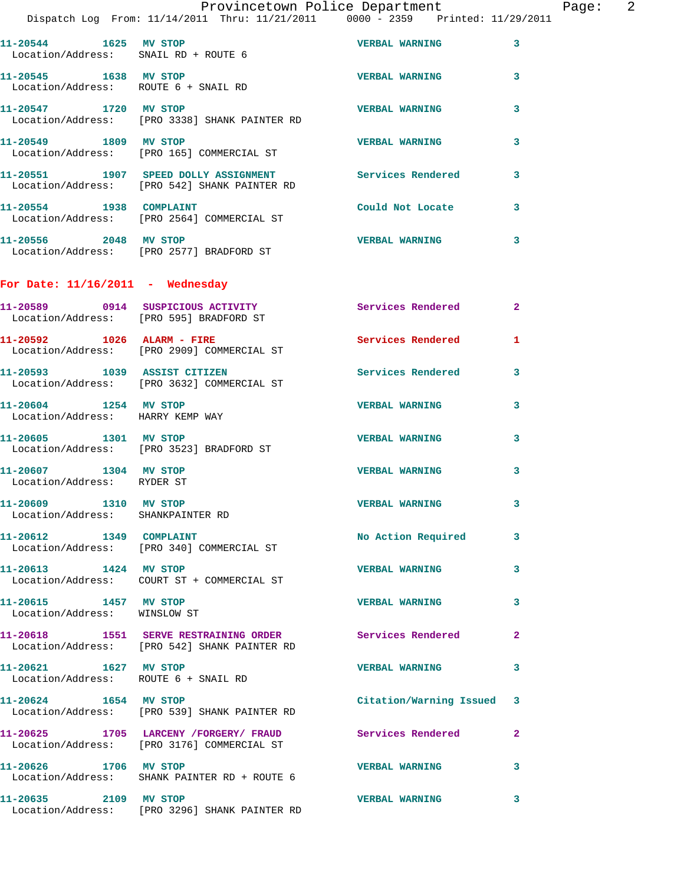11-20544 1625 MV STOP VERBAL WARNING 3
Location/Address: SNAIL RD + ROUTE 6

11-20545 1638 MV STOP VERBAL WARNING 3
Location/Address: ROUTE 6 + SNAIL RD

11-20547 1720 MV STOP VERBAL WARNING 3
Location/Address: [PRO 3338] SHANK PAINTER RD

11-20549 1809 MV STOP VERBAL WARNING 3
Location/Address: [PRO 165] COMMERCIAL ST

11-20551 1907 SPEED DOLLY ASSIGNMENT Services Rendered 3
Location/Address: [PRO 542] SHANK PAINTER RD

11-20554 1938 COMPLAINT Could Not Locate 3
Location/Address: [PRO 2564] COMMERCIAL ST

11-20556 2048 MV STOP VERBAL WARNING 3
Location/Address: [PRO 2577] BRADFORD ST

## For Date: 11/16/2011 - Wednesday

11-20589 0914 SUSPICIOUS ACTIVITY Services Rendered 2
Location/Address: [PRO 595] BRADFORD ST

11-20592 1026 ALARM - FIRE Services Rendered 1
Location/Address: [PRO 2909] COMMERCIAL ST

11-20593 1039 ASSIST CITIZEN Services Rendered 3
Location/Address: [PRO 3632] COMMERCIAL ST

11-20604 1254 MV STOP VERBAL WARNING 3
Location/Address: HARRY KEMP WAY

11-20605 1301 MV STOP VERBAL WARNING 3
Location/Address: [PRO 3523] BRADFORD ST

11-20607 1304 MV STOP VERBAL WARNING 3
Location/Address: RYDER ST

11-20609 1310 MV STOP VERBAL WARNING 3
Location/Address: SHANKPAINTER RD

11-20612 1349 COMPLAINT No Action Required 3
Location/Address: [PRO 340] COMMERCIAL ST

11-20613 1424 MV STOP VERBAL WARNING 3
Location/Address: COURT ST + COMMERCIAL ST

11-20615 1457 MV STOP VERBAL WARNING 3
Location/Address: WINSLOW ST

11-20618 1551 SERVE RESTRAINING ORDER Services Rendered 2
Location/Address: [PRO 542] SHANK PAINTER RD

11-20621 1627 MV STOP VERBAL WARNING 3
Location/Address: ROUTE 6 + SNAIL RD

11-20624 1654 MV STOP Citation/Warning Issued 3
Location/Address: [PRO 539] SHANK PAINTER RD

11-20625 1705 LARCENY /FORGERY/ FRAUD Services Rendered 2
Location/Address: [PRO 3176] COMMERCIAL ST

11-20626 1706 MV STOP VERBAL WARNING 3
Location/Address: SHANK PAINTER RD + ROUTE 6

11-20635 2109 MV STOP VERBAL WARNING 3
Location/Address: [PRO 3296] SHANK PAINTER RD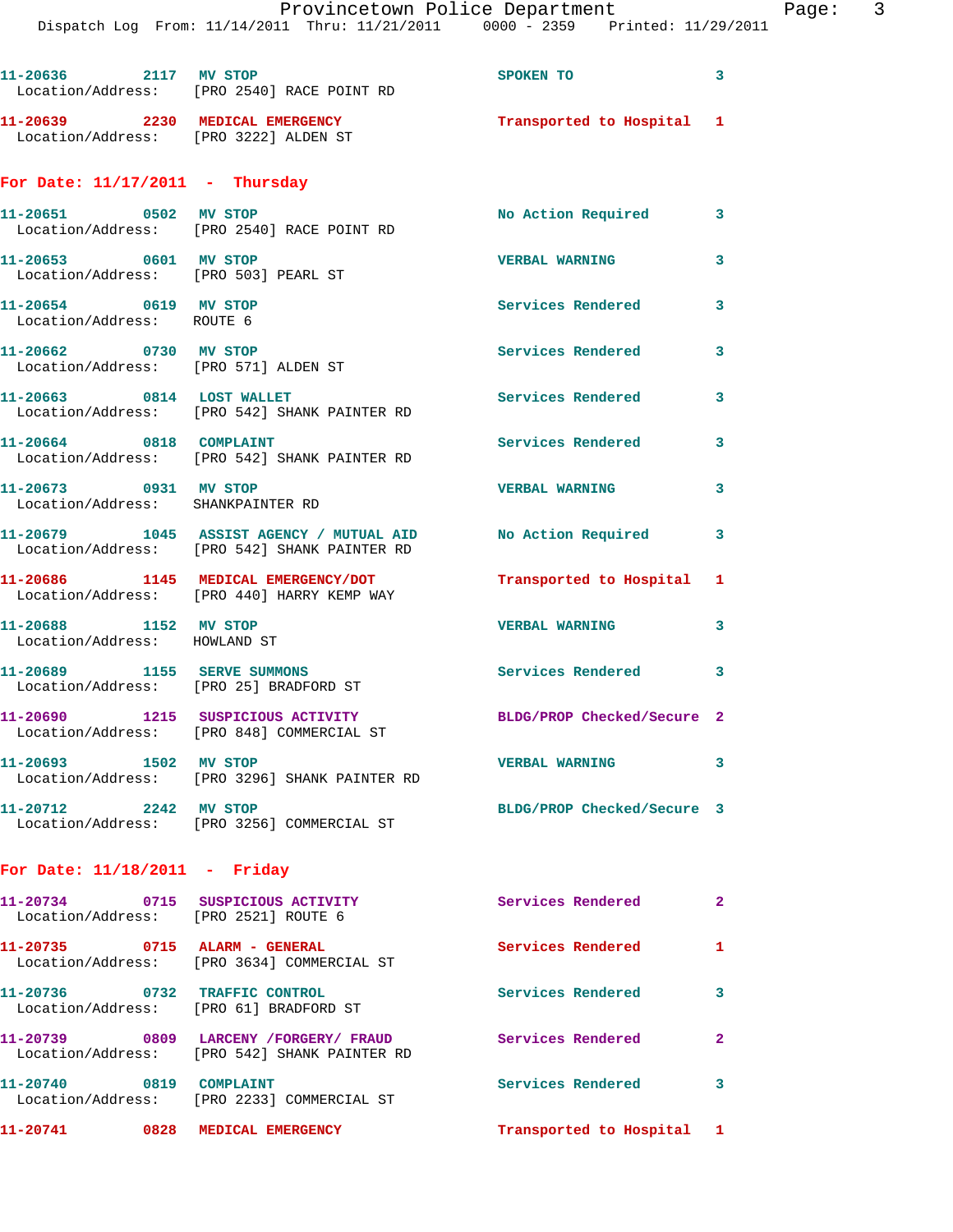11-20636 2117 MV STOP SPOKEN TO 3
Location/Address: [PRO 2540] RACE POINT RD

11-20639 2230 MEDICAL EMERGENCY Transported to Hospital 1
Location/Address: [PRO 3222] ALDEN ST

## For Date: 11/17/2011 - Thursday

11-20651 0502 MV STOP No Action Required 3
Location/Address: [PRO 2540] RACE POINT RD

11-20653 0601 MV STOP VERBAL WARNING 3
Location/Address: [PRO 503] PEARL ST

11-20654 0619 MV STOP Services Rendered 3
Location/Address: ROUTE 6

11-20662 0730 MV STOP Services Rendered 3
Location/Address: [PRO 571] ALDEN ST

11-20663 0814 LOST WALLET Services Rendered 3
Location/Address: [PRO 542] SHANK PAINTER RD

11-20664 0818 COMPLAINT Services Rendered 3
Location/Address: [PRO 542] SHANK PAINTER RD

11-20673 0931 MV STOP VERBAL WARNING 3
Location/Address: SHANKPAINTER RD

11-20679 1045 ASSIST AGENCY / MUTUAL AID No Action Required 3
Location/Address: [PRO 542] SHANK PAINTER RD

11-20686 1145 MEDICAL EMERGENCY/DOT Transported to Hospital 1
Location/Address: [PRO 440] HARRY KEMP WAY

11-20688 1152 MV STOP VERBAL WARNING 3
Location/Address: HOWLAND ST

11-20689 1155 SERVE SUMMONS Services Rendered 3
Location/Address: [PRO 25] BRADFORD ST

11-20690 1215 SUSPICIOUS ACTIVITY BLDG/PROP Checked/Secure 2
Location/Address: [PRO 848] COMMERCIAL ST

11-20693 1502 MV STOP VERBAL WARNING 3
Location/Address: [PRO 3296] SHANK PAINTER RD

11-20712 2242 MV STOP BLDG/PROP Checked/Secure 3
Location/Address: [PRO 3256] COMMERCIAL ST

## For Date: 11/18/2011 - Friday

11-20734 0715 SUSPICIOUS ACTIVITY Services Rendered 2
Location/Address: [PRO 2521] ROUTE 6

11-20735 0715 ALARM - GENERAL Services Rendered 1
Location/Address: [PRO 3634] COMMERCIAL ST

11-20736 0732 TRAFFIC CONTROL Services Rendered 3
Location/Address: [PRO 61] BRADFORD ST

11-20739 0809 LARCENY /FORGERY/ FRAUD Services Rendered 2
Location/Address: [PRO 542] SHANK PAINTER RD

11-20740 0819 COMPLAINT Services Rendered 3
Location/Address: [PRO 2233] COMMERCIAL ST

11-20741 0828 MEDICAL EMERGENCY Transported to Hospital 1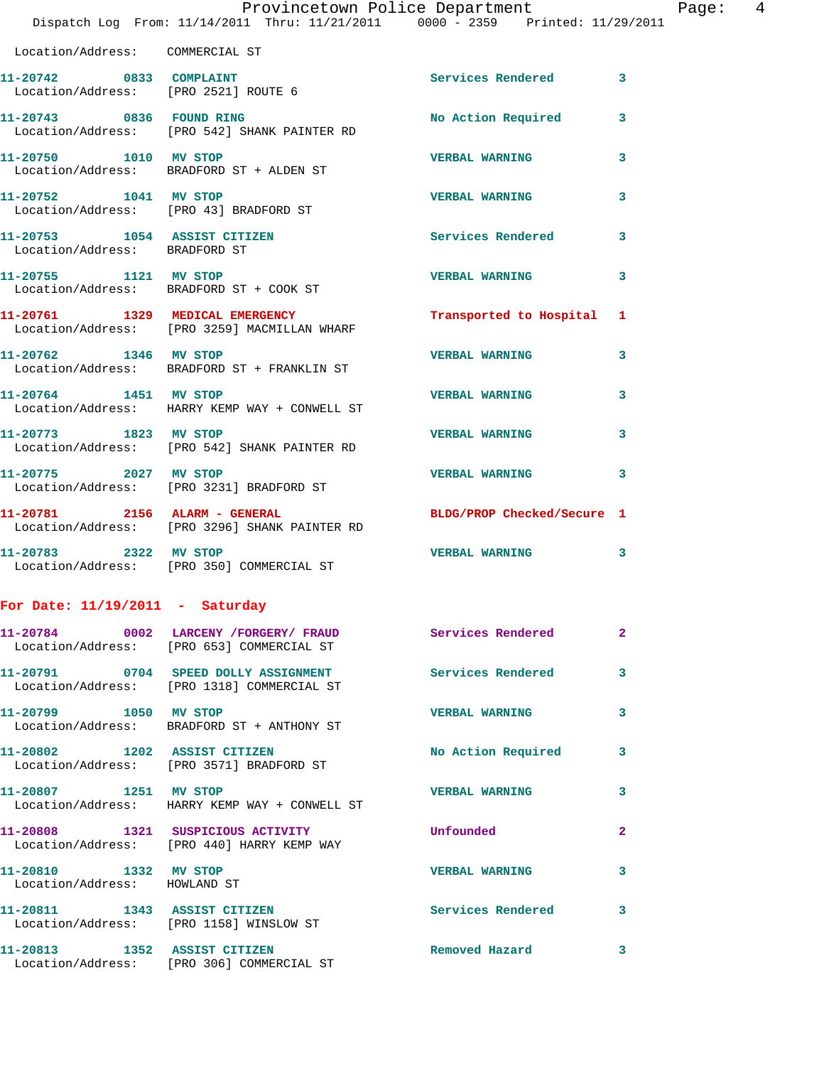Location/Address: COMMERCIAL ST

| Call Number | Time | Call Reason | Action | Priority |
|---|---|---|---|---|
| 11-20742 | 0833 | COMPLAINT | Services Rendered | 3 |
| Location/Address: | | [PRO 2521] ROUTE 6 | | |
| 11-20743 | 0836 | FOUND RING | No Action Required | 3 |
| Location/Address: | | [PRO 542] SHANK PAINTER RD | | |
| 11-20750 | 1010 | MV STOP | VERBAL WARNING | 3 |
| Location/Address: | | BRADFORD ST + ALDEN ST | | |
| 11-20752 | 1041 | MV STOP | VERBAL WARNING | 3 |
| Location/Address: | | [PRO 43] BRADFORD ST | | |
| 11-20753 | 1054 | ASSIST CITIZEN | Services Rendered | 3 |
| Location/Address: | | BRADFORD ST | | |
| 11-20755 | 1121 | MV STOP | VERBAL WARNING | 3 |
| Location/Address: | | BRADFORD ST + COOK ST | | |
| 11-20761 | 1329 | MEDICAL EMERGENCY | Transported to Hospital | 1 |
| Location/Address: | | [PRO 3259] MACMILLAN WHARF | | |
| 11-20762 | 1346 | MV STOP | VERBAL WARNING | 3 |
| Location/Address: | | BRADFORD ST + FRANKLIN ST | | |
| 11-20764 | 1451 | MV STOP | VERBAL WARNING | 3 |
| Location/Address: | | HARRY KEMP WAY + CONWELL ST | | |
| 11-20773 | 1823 | MV STOP | VERBAL WARNING | 3 |
| Location/Address: | | [PRO 542] SHANK PAINTER RD | | |
| 11-20775 | 2027 | MV STOP | VERBAL WARNING | 3 |
| Location/Address: | | [PRO 3231] BRADFORD ST | | |
| 11-20781 | 2156 | ALARM - GENERAL | BLDG/PROP Checked/Secure | 1 |
| Location/Address: | | [PRO 3296] SHANK PAINTER RD | | |
| 11-20783 | 2322 | MV STOP | VERBAL WARNING | 3 |
| Location/Address: | | [PRO 350] COMMERCIAL ST | | |

## For Date: 11/19/2011 - Saturday

| Call Number | Time | Call Reason | Action | Priority |
|---|---|---|---|---|
| 11-20784 | 0002 | LARCENY /FORGERY/ FRAUD | Services Rendered | 2 |
| Location/Address: | | [PRO 653] COMMERCIAL ST | | |
| 11-20791 | 0704 | SPEED DOLLY ASSIGNMENT | Services Rendered | 3 |
| Location/Address: | | [PRO 1318] COMMERCIAL ST | | |
| 11-20799 | 1050 | MV STOP | VERBAL WARNING | 3 |
| Location/Address: | | BRADFORD ST + ANTHONY ST | | |
| 11-20802 | 1202 | ASSIST CITIZEN | No Action Required | 3 |
| Location/Address: | | [PRO 3571] BRADFORD ST | | |
| 11-20807 | 1251 | MV STOP | VERBAL WARNING | 3 |
| Location/Address: | | HARRY KEMP WAY + CONWELL ST | | |
| 11-20808 | 1321 | SUSPICIOUS ACTIVITY | Unfounded | 2 |
| Location/Address: | | [PRO 440] HARRY KEMP WAY | | |
| 11-20810 | 1332 | MV STOP | VERBAL WARNING | 3 |
| Location/Address: | | HOWLAND ST | | |
| 11-20811 | 1343 | ASSIST CITIZEN | Services Rendered | 3 |
| Location/Address: | | [PRO 1158] WINSLOW ST | | |
| 11-20813 | 1352 | ASSIST CITIZEN | Removed Hazard | 3 |
| Location/Address: | | [PRO 306] COMMERCIAL ST | | |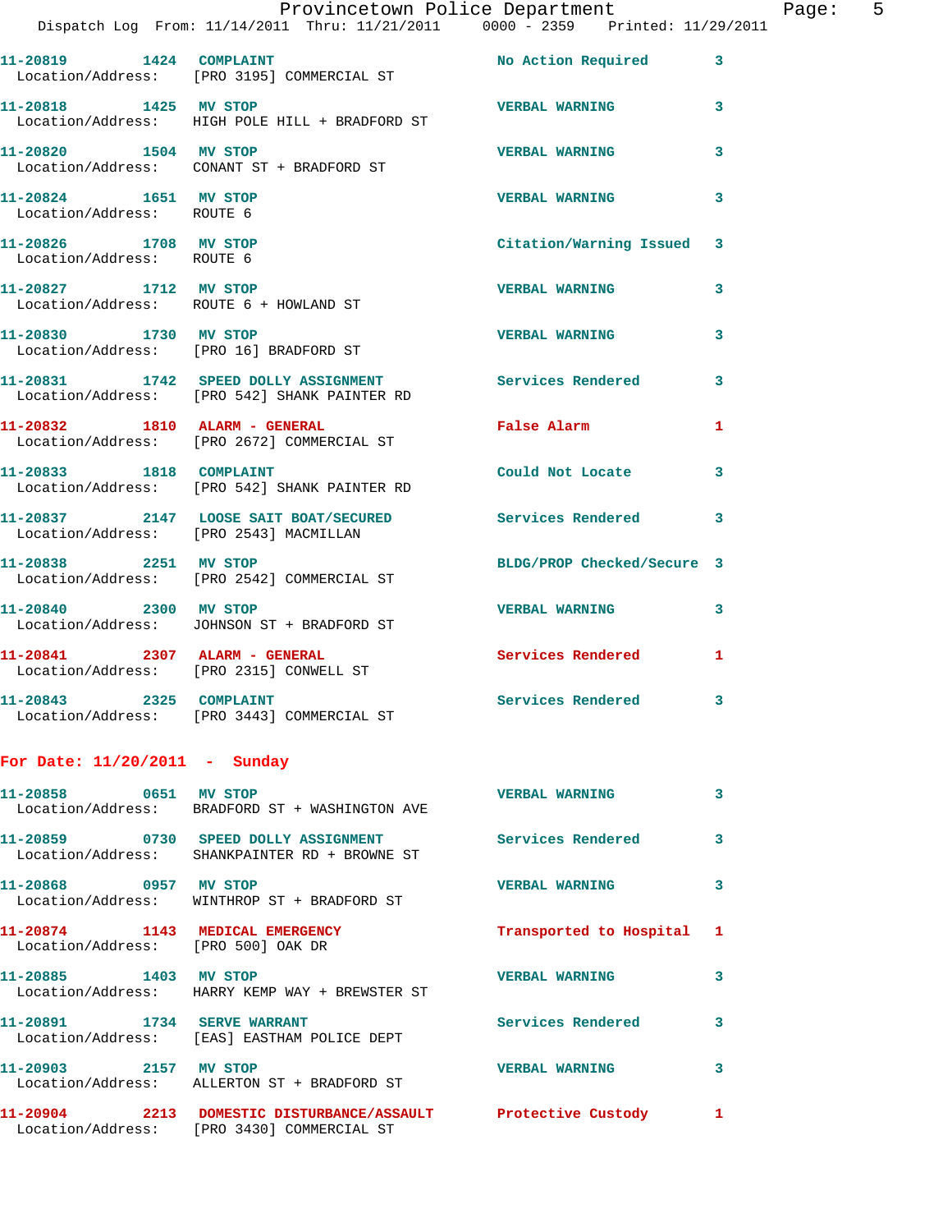11-20819 1424 COMPLAINT No Action Required 3
Location/Address: [PRO 3195] COMMERCIAL ST

11-20818 1425 MV STOP VERBAL WARNING 3
Location/Address: HIGH POLE HILL + BRADFORD ST

11-20820 1504 MV STOP VERBAL WARNING 3
Location/Address: CONANT ST + BRADFORD ST

11-20824 1651 MV STOP VERBAL WARNING 3
Location/Address: ROUTE 6

11-20826 1708 MV STOP Citation/Warning Issued 3
Location/Address: ROUTE 6

11-20827 1712 MV STOP VERBAL WARNING 3
Location/Address: ROUTE 6 + HOWLAND ST

11-20830 1730 MV STOP VERBAL WARNING 3
Location/Address: [PRO 16] BRADFORD ST

11-20831 1742 SPEED DOLLY ASSIGNMENT Services Rendered 3
Location/Address: [PRO 542] SHANK PAINTER RD

11-20832 1810 ALARM - GENERAL False Alarm 1
Location/Address: [PRO 2672] COMMERCIAL ST

11-20833 1818 COMPLAINT Could Not Locate 3
Location/Address: [PRO 542] SHANK PAINTER RD

11-20837 2147 LOOSE SAIT BOAT/SECURED Services Rendered 3
Location/Address: [PRO 2543] MACMILLAN

11-20838 2251 MV STOP BLDG/PROP Checked/Secure 3
Location/Address: [PRO 2542] COMMERCIAL ST

11-20840 2300 MV STOP VERBAL WARNING 3
Location/Address: JOHNSON ST + BRADFORD ST

11-20841 2307 ALARM - GENERAL Services Rendered 1
Location/Address: [PRO 2315] CONWELL ST

11-20843 2325 COMPLAINT Services Rendered 3
Location/Address: [PRO 3443] COMMERCIAL ST

## For Date: 11/20/2011 - Sunday

11-20858 0651 MV STOP VERBAL WARNING 3
Location/Address: BRADFORD ST + WASHINGTON AVE

11-20859 0730 SPEED DOLLY ASSIGNMENT Services Rendered 3
Location/Address: SHANKPAINTER RD + BROWNE ST

11-20868 0957 MV STOP VERBAL WARNING 3
Location/Address: WINTHROP ST + BRADFORD ST

11-20874 1143 MEDICAL EMERGENCY Transported to Hospital 1
Location/Address: [PRO 500] OAK DR

11-20885 1403 MV STOP VERBAL WARNING 3
Location/Address: HARRY KEMP WAY + BREWSTER ST

11-20891 1734 SERVE WARRANT Services Rendered 3
Location/Address: [EAS] EASTHAM POLICE DEPT

11-20903 2157 MV STOP VERBAL WARNING 3
Location/Address: ALLERTON ST + BRADFORD ST

11-20904 2213 DOMESTIC DISTURBANCE/ASSAULT Protective Custody 1
Location/Address: [PRO 3430] COMMERCIAL ST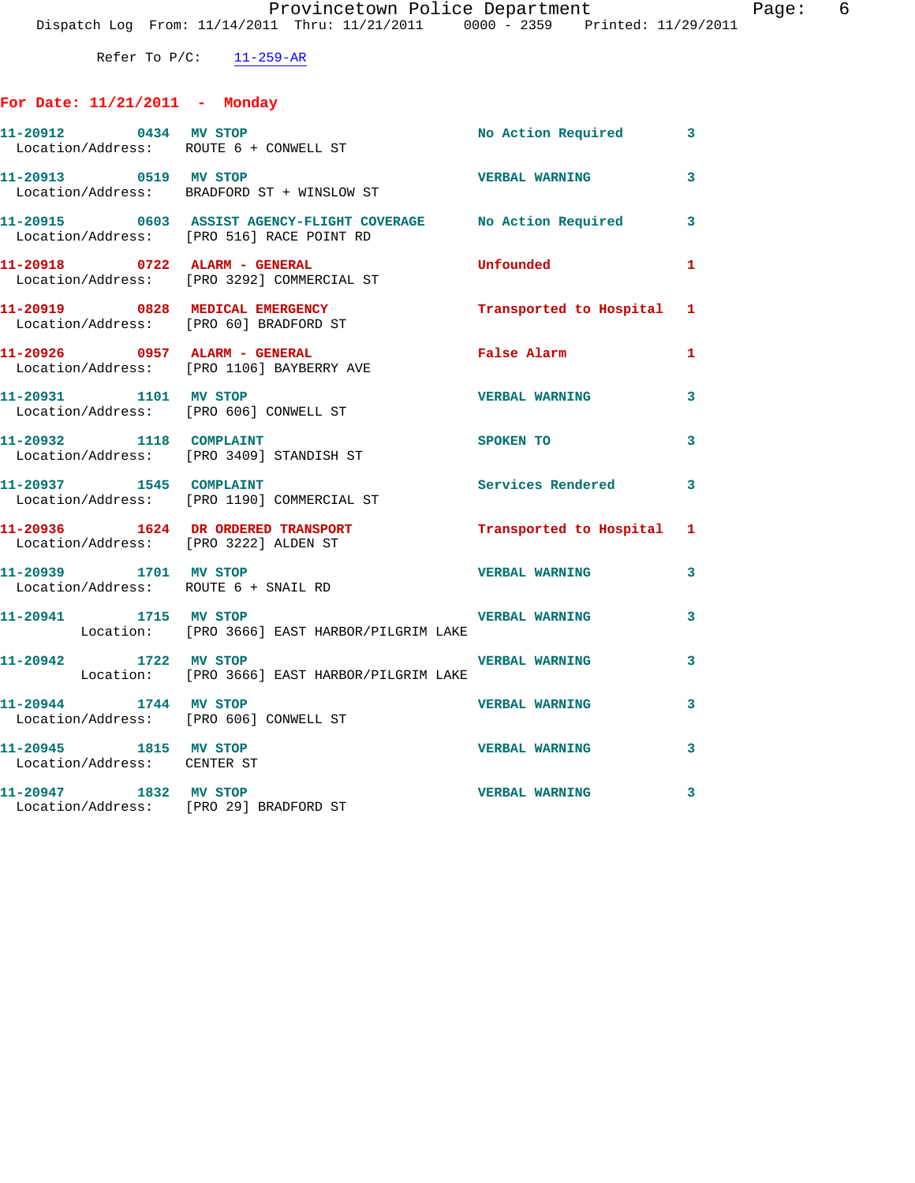Refer To P/C: 11-259-AR

## For Date: 11/21/2011 - Monday

11-20912 0434 MV STOP No Action Required 3
Location/Address: ROUTE 6 + CONWELL ST

11-20913 0519 MV STOP VERBAL WARNING 3
Location/Address: BRADFORD ST + WINSLOW ST

11-20915 0603 ASSIST AGENCY-FLIGHT COVERAGE No Action Required 3
Location/Address: [PRO 516] RACE POINT RD

11-20918 0722 ALARM - GENERAL Unfounded 1
Location/Address: [PRO 3292] COMMERCIAL ST

11-20919 0828 MEDICAL EMERGENCY Transported to Hospital 1
Location/Address: [PRO 60] BRADFORD ST

11-20926 0957 ALARM - GENERAL False Alarm 1
Location/Address: [PRO 1106] BAYBERRY AVE

11-20931 1101 MV STOP VERBAL WARNING 3
Location/Address: [PRO 606] CONWELL ST

11-20932 1118 COMPLAINT SPOKEN TO 3
Location/Address: [PRO 3409] STANDISH ST

11-20937 1545 COMPLAINT Services Rendered 3
Location/Address: [PRO 1190] COMMERCIAL ST

11-20936 1624 DR ORDERED TRANSPORT Transported to Hospital 1
Location/Address: [PRO 3222] ALDEN ST

11-20939 1701 MV STOP VERBAL WARNING 3
Location/Address: ROUTE 6 + SNAIL RD

11-20941 1715 MV STOP VERBAL WARNING 3
Location: [PRO 3666] EAST HARBOR/PILGRIM LAKE

11-20942 1722 MV STOP VERBAL WARNING 3
Location: [PRO 3666] EAST HARBOR/PILGRIM LAKE

11-20944 1744 MV STOP VERBAL WARNING 3
Location/Address: [PRO 606] CONWELL ST

11-20945 1815 MV STOP VERBAL WARNING 3
Location/Address: CENTER ST

11-20947 1832 MV STOP VERBAL WARNING 3
Location/Address: [PRO 29] BRADFORD ST